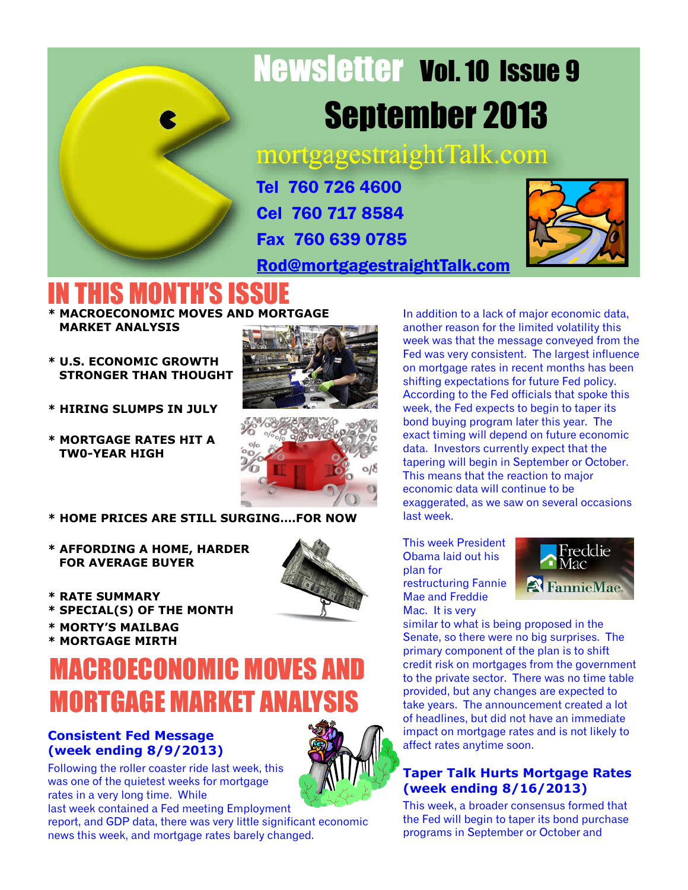# Newsletter Vol. 10 Issue 9

# September 2013

mortgagestraightTalk.com

**Tel 760 726 4600**

**Cel 760 717 8584**

**Fax 760 639 0785**

**Rod@mortgagestraightTalk.com**

## IN THIS MONTH'S ISSUE

- **MACROECONOMIC MOVES AND MORTGAGE MARKET ANALYSIS**
- **U.S. ECONOMIC GROWTH STRONGER THAN THOUGHT**
- **HIRING SLUMPS IN JULY**
- **MORTGAGE RATES HIT A TWO-YEAR HIGH**
- **HOME PRICES ARE STILL SURGING….FOR NOW**
- **AFFORDING A HOME, HARDER FOR AVERAGE BUYER**
- **RATE SUMMARY**
- **SPECIAL(S) OF THE MONTH**
- **MORTY'S MAILBAG**
- **MORTGAGE MIRTH**

## MACROECONOMIC MOVES AND MORTGAGE MARKET ANALYSIS

### Consistent Fed Message (week ending 8/9/2013)

Following the roller coaster ride last week, this was one of the quietest weeks for mortgage rates in a very long time. While last week contained a Fed meeting Employment report, and GDP data, there was very little significant economic news this week, and mortgage rates barely changed.

In addition to a lack of major economic data, another reason for the limited volatility this week was that the message conveyed from the Fed was very consistent. The largest influence on mortgage rates in recent months has been shifting expectations for future Fed policy. According to the Fed officials that spoke this week, the Fed expects to begin to taper its bond buying program later this year. The exact timing will depend on future economic data. Investors currently expect that the tapering will begin in September or October. This means that the reaction to major economic data will continue to be exaggerated, as we saw on several occasions last week.

This week President Obama laid out his plan for restructuring Fannie Mae and Freddie Mac. It is very similar to what is being proposed in the Senate, so there were no big surprises. The primary component of the plan is to shift credit risk on mortgages from the government to the private sector. There was no time table provided, but any changes are expected to take years. The announcement created a lot of headlines, but did not have an immediate impact on mortgage rates and is not likely to affect rates anytime soon.

### Taper Talk Hurts Mortgage Rates (week ending 8/16/2013)

This week, a broader consensus formed that the Fed will begin to taper its bond purchase programs in September or October and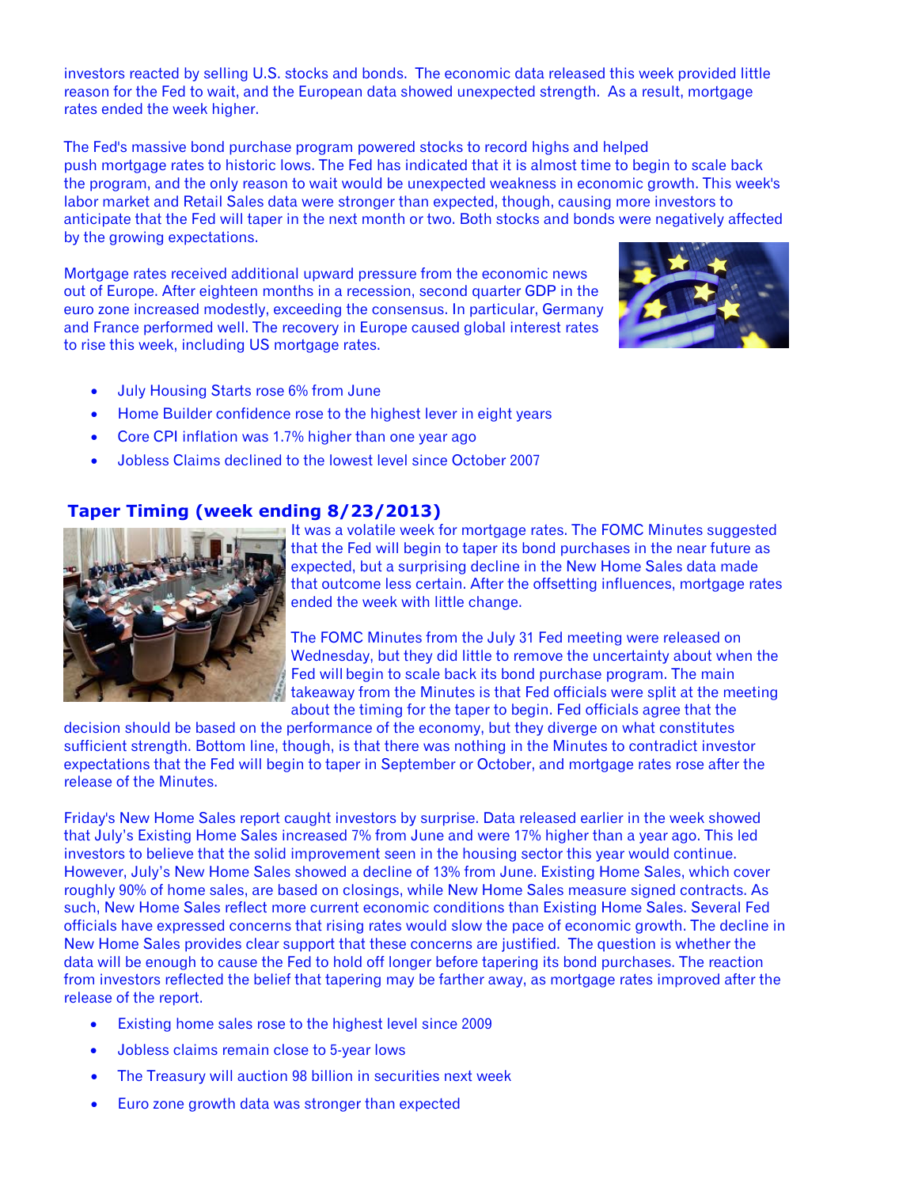investors reacted by selling U.S. stocks and bonds. The economic data released this week provided little reason for the Fed to wait, and the European data showed unexpected strength. As a result, mortgage rates ended the week higher.

The Fed's massive bond purchase program powered stocks to record highs and helped push mortgage rates to historic lows. The Fed has indicated that it is almost time to begin to scale back the program, and the only reason to wait would be unexpected weakness in economic growth. This week's labor market and Retail Sales data were stronger than expected, though, causing more investors to anticipate that the Fed will taper in the next month or two. Both stocks and bonds were negatively affected by the growing expectations.

Mortgage rates received additional upward pressure from the economic news out of Europe. After eighteen months in a recession, second quarter GDP in the euro zone increased modestly, exceeding the consensus. In particular, Germany and France performed well. The recovery in Europe caused global interest rates to rise this week, including US mortgage rates.

- July Housing Starts rose 6% from June
- Home Builder confidence rose to the highest lever in eight years
- Core CPI inflation was 1.7% higher than one year ago
- Jobless Claims declined to the lowest level since October 2007

## Taper Timing (week ending 8/23/2013)

It was a volatile week for mortgage rates. The FOMC Minutes suggested that the Fed will begin to taper its bond purchases in the near future as expected, but a surprising decline in the New Home Sales data made that outcome less certain. After the offsetting influences, mortgage rates ended the week with little change.

The FOMC Minutes from the July 31 Fed meeting were released on Wednesday, but they did little to remove the uncertainty about when the Fed will begin to scale back its bond purchase program. The main takeaway from the Minutes is that Fed officials were split at the meeting about the timing for the taper to begin. Fed officials agree that the decision should be based on the performance of the economy, but they diverge on what constitutes sufficient strength. Bottom line, though, is that there was nothing in the Minutes to contradict investor expectations that the Fed will begin to taper in September or October, and mortgage rates rose after the release of the Minutes.

Friday's New Home Sales report caught investors by surprise. Data released earlier in the week showed that July's Existing Home Sales increased 7% from June and were 17% higher than a year ago. This led investors to believe that the solid improvement seen in the housing sector this year would continue. However, July's New Home Sales showed a decline of 13% from June. Existing Home Sales, which cover roughly 90% of home sales, are based on closings, while New Home Sales measure signed contracts. As such, New Home Sales reflect more current economic conditions than Existing Home Sales. Several Fed officials have expressed concerns that rising rates would slow the pace of economic growth. The decline in New Home Sales provides clear support that these concerns are justified. The question is whether the data will be enough to cause the Fed to hold off longer before tapering its bond purchases. The reaction from investors reflected the belief that tapering may be farther away, as mortgage rates improved after the release of the report.

- Existing home sales rose to the highest level since 2009
- Jobless claims remain close to 5-year lows
- The Treasury will auction 98 billion in securities next week
- Euro zone growth data was stronger than expected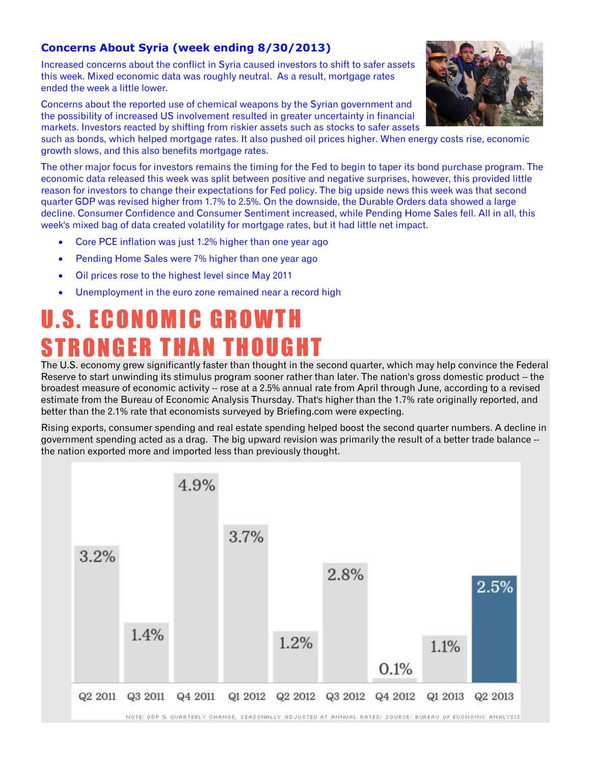## Concerns About Syria (week ending 8/30/2013)

Increased concerns about the conflict in Syria caused investors to shift to safer assets this week. Mixed economic data was roughly neutral. As a result, mortgage rates ended the week a little lower.

Concerns about the reported use of chemical weapons by the Syrian government and the possibility of increased US involvement resulted in greater uncertainty in financial markets. Investors reacted by shifting from riskier assets such as stocks to safer assets such as bonds, which helped mortgage rates. It also pushed oil prices higher. When energy costs rise, economic growth slows, and this also benefits mortgage rates.

The other major focus for investors remains the timing for the Fed to begin to taper its bond purchase program. The economic data released this week was split between positive and negative surprises, however, this provided little reason for investors to change their expectations for Fed policy. The big upside news this week was that second quarter GDP was revised higher from 1.7% to 2.5%. On the downside, the Durable Orders data showed a large decline. Consumer Confidence and Consumer Sentiment increased, while Pending Home Sales fell. All in all, this week's mixed bag of data created volatility for mortgage rates, but it had little net impact.

- Core PCE inflation was just 1.2% higher than one year ago
- Pending Home Sales were 7% higher than one year ago
- Oil prices rose to the highest level since May 2011
- Unemployment in the euro zone remained near a record high

# U.S. ECONOMIC GROWTH STRONGER THAN THOUGHT

The U.S. economy grew significantly faster than thought in the second quarter, which may help convince the Federal Reserve to start unwinding its stimulus program sooner rather than later. The nation's gross domestic product -- the broadest measure of economic activity -- rose at a 2.5% annual rate from April through June, according to a revised estimate from the Bureau of Economic Analysis Thursday. That's higher than the 1.7% rate originally reported, and better than the 2.1% rate that economists surveyed by Briefing.com were expecting.

Rising exports, consumer spending and real estate spending helped boost the second quarter numbers. A decline in government spending acted as a drag. The big upward revision was primarily the result of a better trade balance -- the nation exported more and imported less than previously thought.

| Q2 2011 | Q3 2011 | Q4 2011 | Q1 2012 | Q2 2012 | Q3 2012 | Q4 2012 | Q1 2013 | Q2 2013 |
|---|---|---|---|---|---|---|---|---|
| 3.2% | 1.4% | 4.9% | 3.7% | 1.2% | 2.8% | 0.1% | 1.1% | 2.5% |

NOTE: GDP % QUARTERLY CHANGE, SEASONALLY ADJUSTED AT ANNUAL RATES; SOURCE: BUREAU OF ECONOMIC ANALYSIS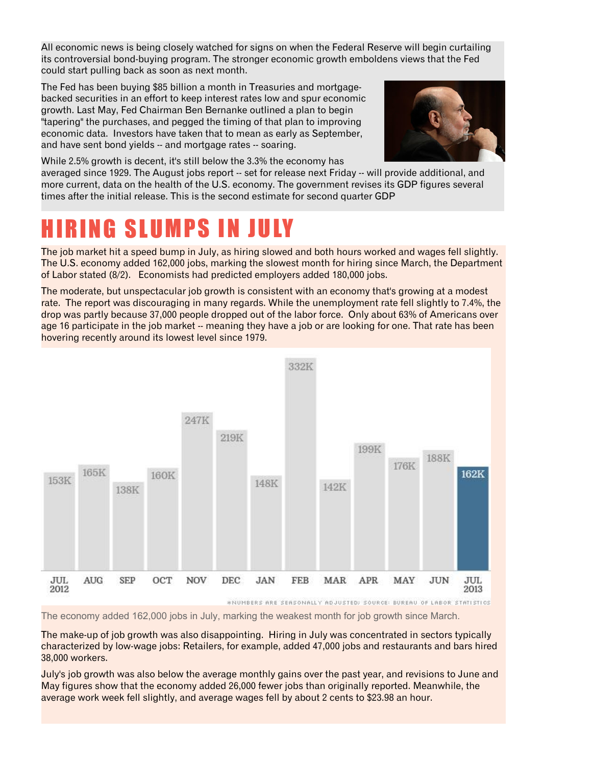All economic news is being closely watched for signs on when the Federal Reserve will begin curtailing its controversial bond-buying program. The stronger economic growth emboldens views that the Fed could start pulling back as soon as next month.

The Fed has been buying $85 billion a month in Treasuries and mortgage-backed securities in an effort to keep interest rates low and spur economic growth. Last May, Fed Chairman Ben Bernanke outlined a plan to begin "tapering" the purchases, and pegged the timing of that plan to improving economic data. Investors have taken that to mean as early as September, and have sent bond yields -- and mortgage rates -- soaring.

While 2.5% growth is decent, it's still below the 3.3% the economy has averaged since 1929. The August jobs report -- set for release next Friday -- will provide additional, and more current, data on the health of the U.S. economy. The government revises its GDP figures several times after the initial release. This is the second estimate for second quarter GDP

# HIRING SLUMPS IN JULY

The job market hit a speed bump in July, as hiring slowed and both hours worked and wages fell slightly. The U.S. economy added 162,000 jobs, marking the slowest month for hiring since March, the Department of Labor stated (8/2). Economists had predicted employers added 180,000 jobs.

The moderate, but unspectacular job growth is consistent with an economy that's growing at a modest rate. The report was discouraging in many regards. While the unemployment rate fell slightly to 7.4%, the drop was partly because 37,000 people dropped out of the labor force. Only about 63% of Americans over age 16 participate in the job market -- meaning they have a job or are looking for one. That rate has been hovering recently around its lowest level since 1979.

| JUL 2012 | AUG | SEP | OCT | NOV | DEC | JAN | FEB | MAR | APR | MAY | JUN | JUL 2013 |
|---|---|---|---|---|---|---|---|---|---|---|---|---|
| 153K | 165K | 138K | 160K | 247K | 219K | 148K | 332K | 142K | 199K | 176K | 188K | 162K |

*NUMBERS ARE SEASONALLY ADJUSTED; SOURCE: BUREAU OF LABOR STATISTICS

The economy added 162,000 jobs in July, marking the weakest month for job growth since March.

The make-up of job growth was also disappointing. Hiring in July was concentrated in sectors typically characterized by low-wage jobs: Retailers, for example, added 47,000 jobs and restaurants and bars hired 38,000 workers.

July's job growth was also below the average monthly gains over the past year, and revisions to June and May figures show that the economy added 26,000 fewer jobs than originally reported. Meanwhile, the average work week fell slightly, and average wages fell by about 2 cents to $23.98 an hour.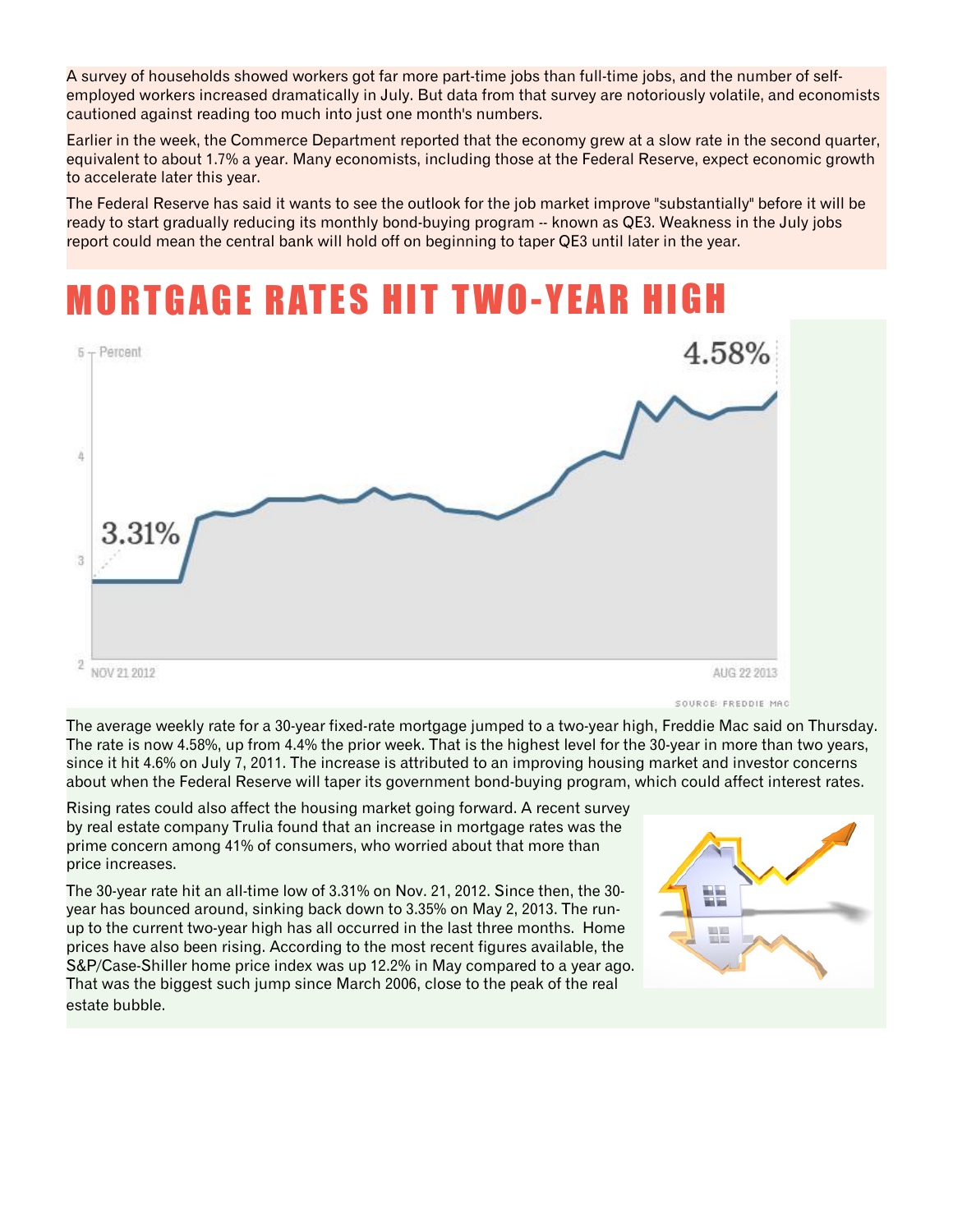A survey of households showed workers got far more part-time jobs than full-time jobs, and the number of self-employed workers increased dramatically in July. But data from that survey are notoriously volatile, and economists cautioned against reading too much into just one month's numbers.

Earlier in the week, the Commerce Department reported that the economy grew at a slow rate in the second quarter, equivalent to about 1.7% a year. Many economists, including those at the Federal Reserve, expect economic growth to accelerate later this year.

The Federal Reserve has said it wants to see the outlook for the job market improve "substantially" before it will be ready to start gradually reducing its monthly bond-buying program -- known as QE3. Weakness in the July jobs report could mean the central bank will hold off on beginning to taper QE3 until later in the year.

# MORTGAGE RATES HIT TWO-YEAR HIGH

SOURCE: FREDDIE MAC

The average weekly rate for a 30-year fixed-rate mortgage jumped to a two-year high, Freddie Mac said on Thursday. The rate is now 4.58%, up from 4.4% the prior week. That is the highest level for the 30-year in more than two years, since it hit 4.6% on July 7, 2011. The increase is attributed to an improving housing market and investor concerns about when the Federal Reserve will taper its government bond-buying program, which could affect interest rates.

Rising rates could also affect the housing market going forward. A recent survey by real estate company Trulia found that an increase in mortgage rates was the prime concern among 41% of consumers, who worried about that more than price increases.

The 30-year rate hit an all-time low of 3.31% on Nov. 21, 2012. Since then, the 30-year has bounced around, sinking back down to 3.35% on May 2, 2013. The run-up to the current two-year high has all occurred in the last three months. Home prices have also been rising. According to the most recent figures available, the S&P/Case-Shiller home price index was up 12.2% in May compared to a year ago. That was the biggest such jump since March 2006, close to the peak of the real estate bubble.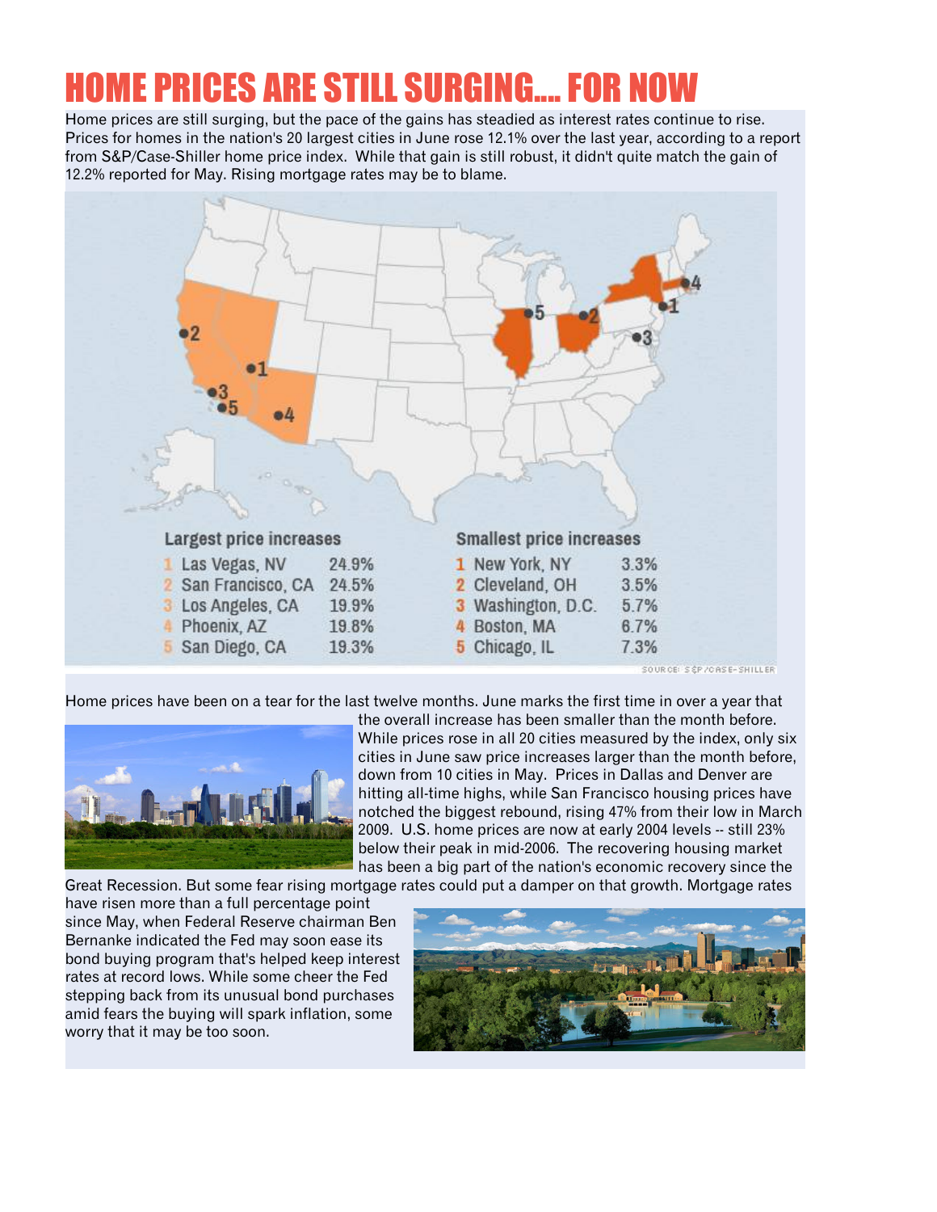# HOME PRICES ARE STILL SURGING.... FOR NOW

Home prices are still surging, but the pace of the gains has steadied as interest rates continue to rise. Prices for homes in the nation's 20 largest cities in June rose 12.1% over the last year, according to a report from S&P/Case-Shiller home price index. While that gain is still robust, it didn't quite match the gain of 12.2% reported for May. Rising mortgage rates may be to blame.

| Largest price increases | | | Smallest price increases | | |
|---|---|---|---|---|---|
| 1 | Las Vegas, NV | 24.9% | 1 | New York, NY | 3.3% |
| 2 | San Francisco, CA | 24.5% | 2 | Cleveland, OH | 3.5% |
| 3 | Los Angeles, CA | 19.9% | 3 | Washington, D.C. | 5.7% |
| 4 | Phoenix, AZ | 19.8% | 4 | Boston, MA | 6.7% |
| 5 | San Diego, CA | 19.3% | 5 | Chicago, IL | 7.3% |

SOURCE: S&P/CASE-SHILLER

Home prices have been on a tear for the last twelve months. June marks the first time in over a year that the overall increase has been smaller than the month before. While prices rose in all 20 cities measured by the index, only six cities in June saw price increases larger than the month before, down from 10 cities in May. Prices in Dallas and Denver are hitting all-time highs, while San Francisco housing prices have notched the biggest rebound, rising 47% from their low in March 2009. U.S. home prices are now at early 2004 levels -- still 23% below their peak in mid-2006. The recovering housing market has been a big part of the nation's economic recovery since the Great Recession. But some fear rising mortgage rates could put a damper on that growth. Mortgage rates have risen more than a full percentage point since May, when Federal Reserve chairman Ben Bernanke indicated the Fed may soon ease its bond buying program that's helped keep interest rates at record lows. While some cheer the Fed stepping back from its unusual bond purchases amid fears the buying will spark inflation, some worry that it may be too soon.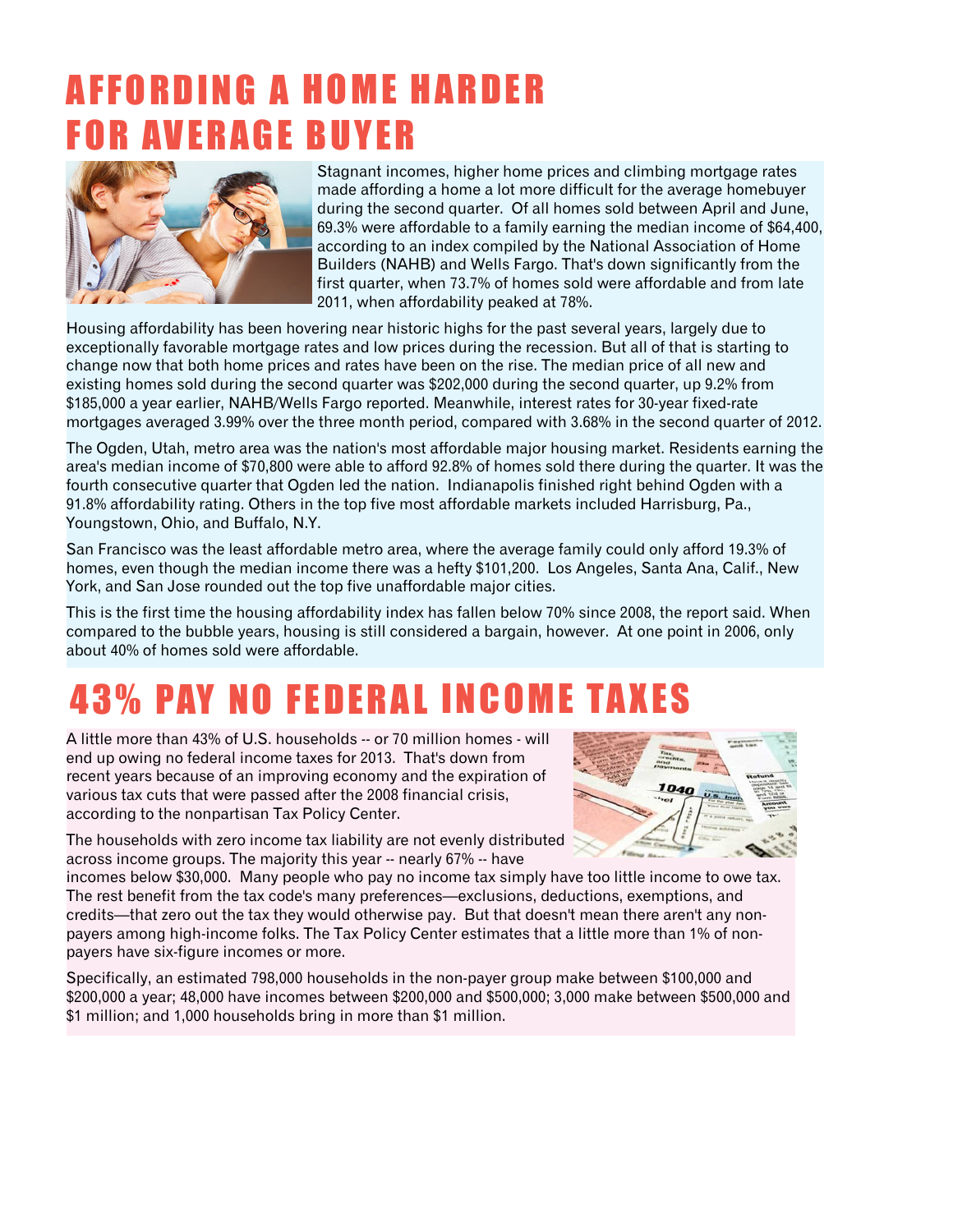# AFFORDING A HOME HARDER FOR AVERAGE BUYER

Stagnant incomes, higher home prices and climbing mortgage rates made affording a home a lot more difficult for the average homebuyer during the second quarter. Of all homes sold between April and June, 69.3% were affordable to a family earning the median income of $64,400, according to an index compiled by the National Association of Home Builders (NAHB) and Wells Fargo. That's down significantly from the first quarter, when 73.7% of homes sold were affordable and from late 2011, when affordability peaked at 78%.

Housing affordability has been hovering near historic highs for the past several years, largely due to exceptionally favorable mortgage rates and low prices during the recession. But all of that is starting to change now that both home prices and rates have been on the rise. The median price of all new and existing homes sold during the second quarter was $202,000 during the second quarter, up 9.2% from $185,000 a year earlier, NAHB/Wells Fargo reported. Meanwhile, interest rates for 30-year fixed-rate mortgages averaged 3.99% over the three month period, compared with 3.68% in the second quarter of 2012.

The Ogden, Utah, metro area was the nation's most affordable major housing market. Residents earning the area's median income of $70,800 were able to afford 92.8% of homes sold there during the quarter. It was the fourth consecutive quarter that Ogden led the nation. Indianapolis finished right behind Ogden with a 91.8% affordability rating. Others in the top five most affordable markets included Harrisburg, Pa., Youngstown, Ohio, and Buffalo, N.Y.

San Francisco was the least affordable metro area, where the average family could only afford 19.3% of homes, even though the median income there was a hefty $101,200. Los Angeles, Santa Ana, Calif., New York, and San Jose rounded out the top five unaffordable major cities.

This is the first time the housing affordability index has fallen below 70% since 2008, the report said. When compared to the bubble years, housing is still considered a bargain, however. At one point in 2006, only about 40% of homes sold were affordable.

# 43% PAY NO FEDERAL INCOME TAXES

A little more than 43% of U.S. households -- or 70 million homes - will end up owing no federal income taxes for 2013. That's down from recent years because of an improving economy and the expiration of various tax cuts that were passed after the 2008 financial crisis, according to the nonpartisan Tax Policy Center.

The households with zero income tax liability are not evenly distributed across income groups. The majority this year -- nearly 67% -- have incomes below $30,000. Many people who pay no income tax simply have too little income to owe tax. The rest benefit from the tax code's many preferences—exclusions, deductions, exemptions, and credits—that zero out the tax they would otherwise pay. But that doesn't mean there aren't any non-payers among high-income folks. The Tax Policy Center estimates that a little more than 1% of non-payers have six-figure incomes or more.

Specifically, an estimated 798,000 households in the non-payer group make between $100,000 and $200,000 a year; 48,000 have incomes between $200,000 and $500,000; 3,000 make between $500,000 and $1 million; and 1,000 households bring in more than $1 million.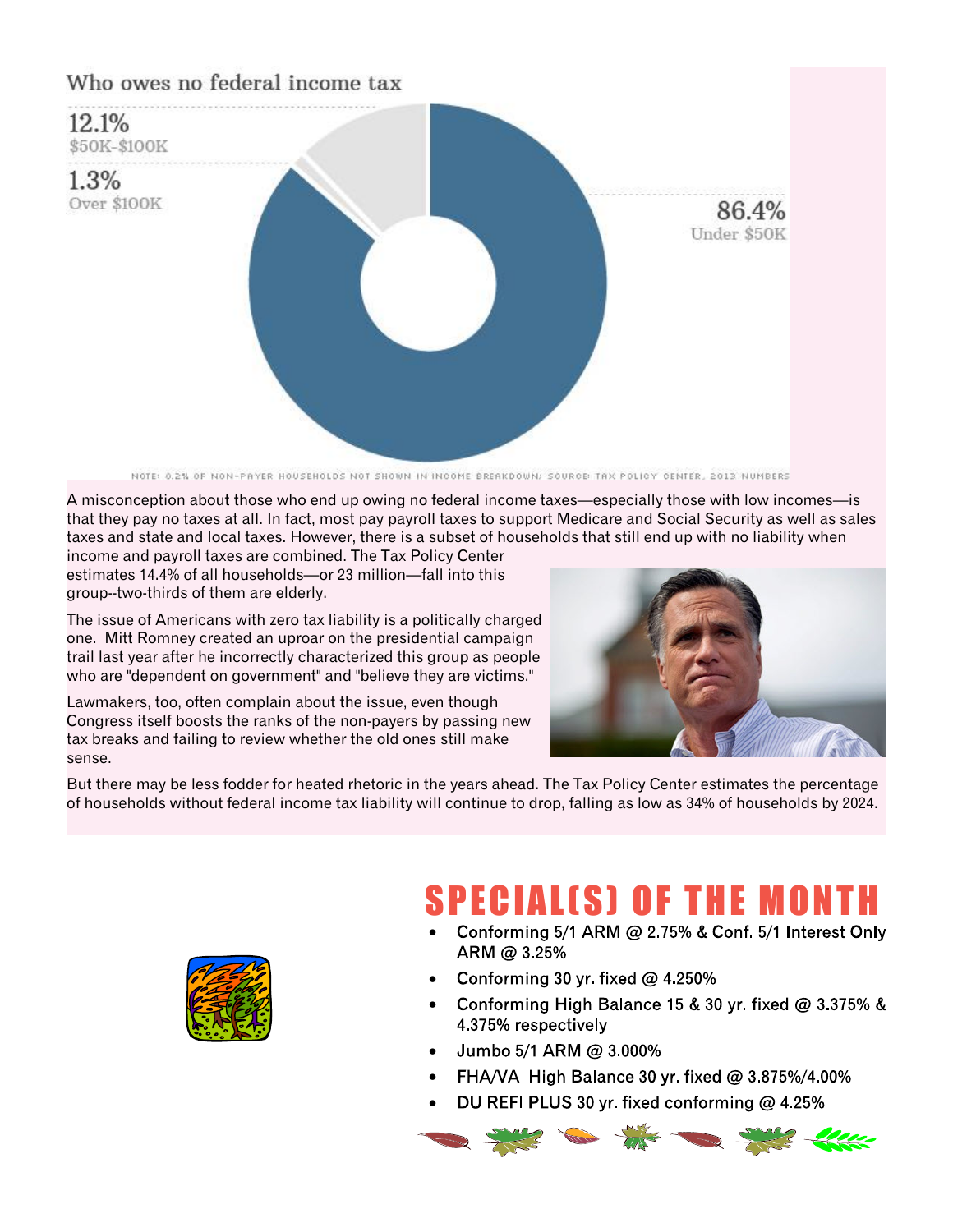## Who owes no federal income tax

12.1%
$50K-$100K

1.3%
Over $100K

86.4%
Under $50K

NOTE: 0.2% OF NON-PAYER HOUSEHOLDS NOT SHOWN IN INCOME BREAKDOWN; SOURCE: TAX POLICY CENTER, 2013 NUMBERS

A misconception about those who end up owing no federal income taxes—especially those with low incomes—is that they pay no taxes at all. In fact, most pay payroll taxes to support Medicare and Social Security as well as sales taxes and state and local taxes. However, there is a subset of households that still end up with no liability when income and payroll taxes are combined. The Tax Policy Center estimates 14.4% of all households—or 23 million—fall into this group--two-thirds of them are elderly.

The issue of Americans with zero tax liability is a politically charged one. Mitt Romney created an uproar on the presidential campaign trail last year after he incorrectly characterized this group as people who are "dependent on government" and "believe they are victims."

Lawmakers, too, often complain about the issue, even though Congress itself boosts the ranks of the non-payers by passing new tax breaks and failing to review whether the old ones still make sense.

But there may be less fodder for heated rhetoric in the years ahead. The Tax Policy Center estimates the percentage of households without federal income tax liability will continue to drop, falling as low as 34% of households by 2024.

# SPECIAL(S) OF THE MONTH

- Conforming 5/1 ARM @ 2.75% & Conf. 5/1 Interest Only ARM @ 3.25%
- Conforming 30 yr. fixed @ 4.250%
- Conforming High Balance 15 & 30 yr. fixed @ 3.375% & 4.375% respectively
- Jumbo 5/1 ARM @ 3.000%
- FHA/VA High Balance 30 yr. fixed @ 3.875%/4.00%
- DU REFI PLUS 30 yr. fixed conforming @ 4.25%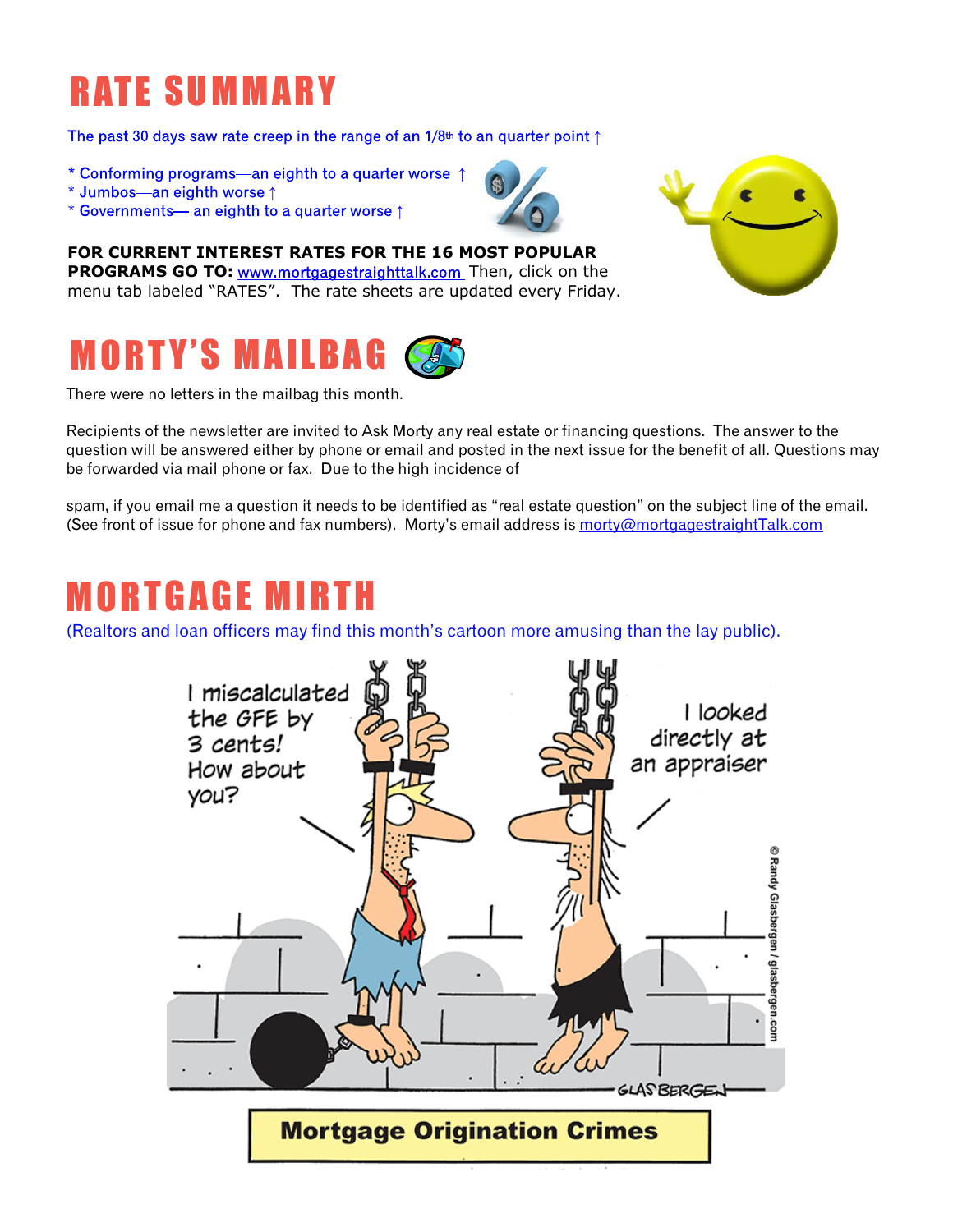# RATE SUMMARY

The past 30 days saw rate creep in the range of an 1/8th to an quarter point ↑

* Conforming programs—an eighth to a quarter worse ↑
* Jumbos—an eighth worse ↑
* Governments— an eighth to a quarter worse ↑

**FOR CURRENT INTEREST RATES FOR THE 16 MOST POPULAR PROGRAMS GO TO:** www.mortgagestraighttalk.com Then, click on the menu tab labeled "RATES". The rate sheets are updated every Friday.

# MORTY'S MAILBAG

There were no letters in the mailbag this month.

Recipients of the newsletter are invited to Ask Morty any real estate or financing questions. The answer to the question will be answered either by phone or email and posted in the next issue for the benefit of all. Questions may be forwarded via mail phone or fax. Due to the high incidence of

spam, if you email me a question it needs to be identified as "real estate question" on the subject line of the email. (See front of issue for phone and fax numbers). Morty's email address is morty@mortgagestraightTalk.com

# MORTGAGE MIRTH

(Realtors and loan officers may find this month's cartoon more amusing than the lay public).

Mortgage Origination Crimes